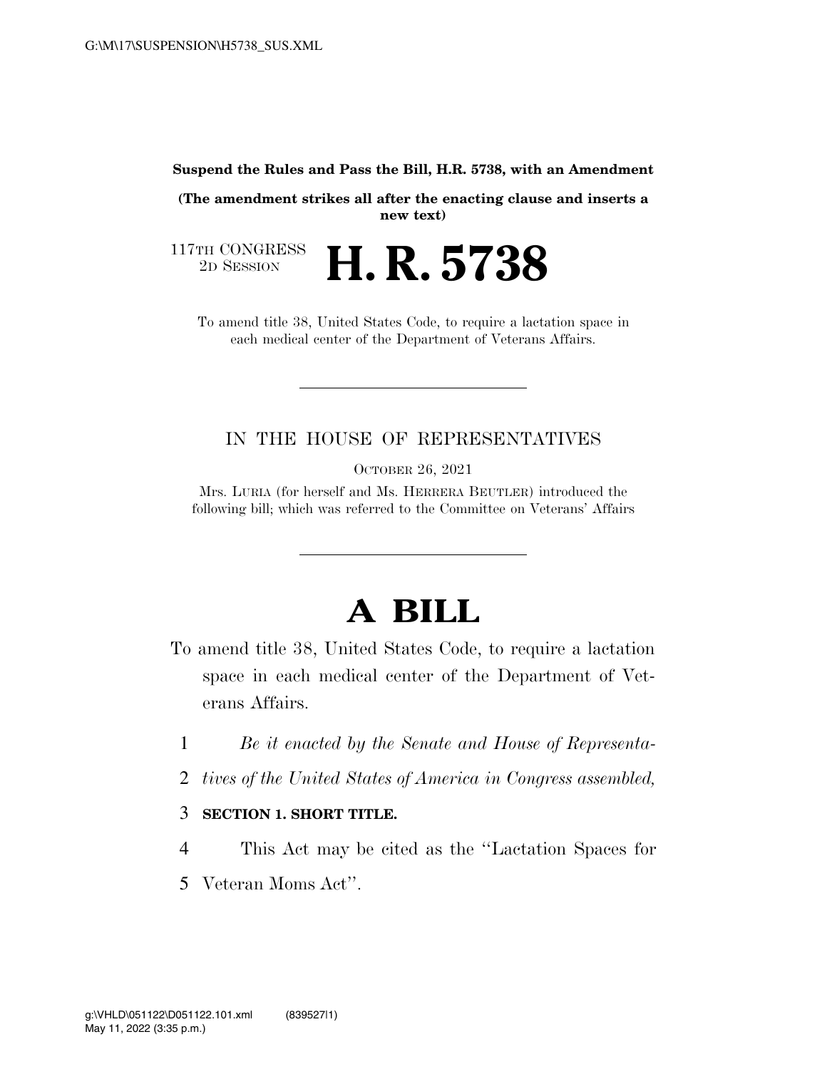**Suspend the Rules and Pass the Bill, H.R. 5738, with an Amendment**

**(The amendment strikes all after the enacting clause and inserts a new text)**

117TH CONGRESS
2D SESSION

# H. R. 5738

To amend title 38, United States Code, to require a lactation space in each medical center of the Department of Veterans Affairs.

---

IN THE HOUSE OF REPRESENTATIVES

OCTOBER 26, 2021

Mrs. LURIA (for herself and Ms. HERRERA BEUTLER) introduced the following bill; which was referred to the Committee on Veterans' Affairs

---

# A BILL

To amend title 38, United States Code, to require a lactation space in each medical center of the Department of Veterans Affairs.

1 *Be it enacted by the Senate and House of Representa-*
2 *tives of the United States of America in Congress assembled,*

3 **SECTION 1. SHORT TITLE.**

4 This Act may be cited as the ''Lactation Spaces for
5 Veteran Moms Act''.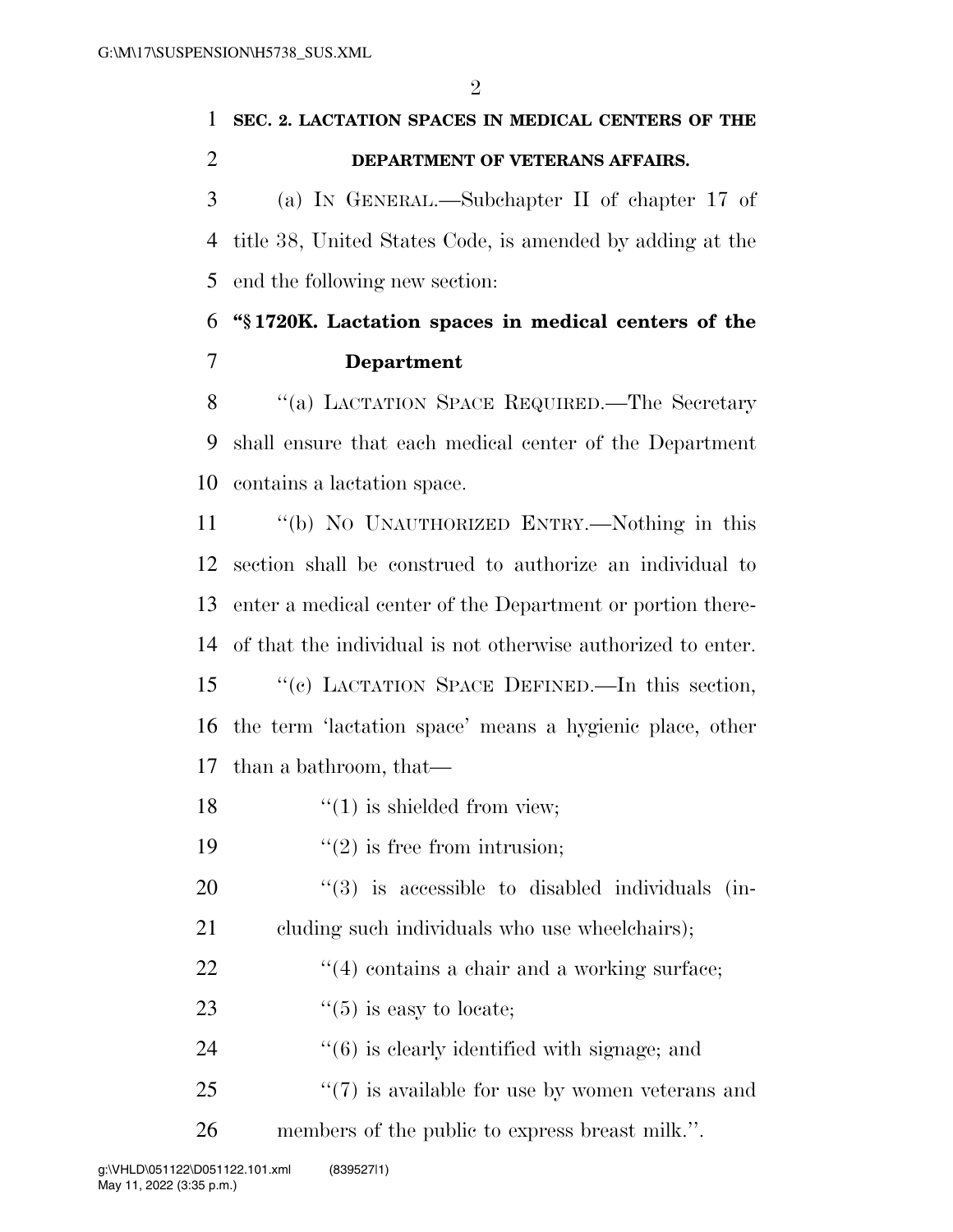**SEC. 2. LACTATION SPACES IN MEDICAL CENTERS OF THE DEPARTMENT OF VETERANS AFFAIRS.**

(a) IN GENERAL.—Subchapter II of chapter 17 of title 38, United States Code, is amended by adding at the end the following new section:

**"§ 1720K. Lactation spaces in medical centers of the Department**

"(a) LACTATION SPACE REQUIRED.—The Secretary shall ensure that each medical center of the Department contains a lactation space.

"(b) NO UNAUTHORIZED ENTRY.—Nothing in this section shall be construed to authorize an individual to enter a medical center of the Department or portion thereof that the individual is not otherwise authorized to enter.

"(c) LACTATION SPACE DEFINED.—In this section, the term 'lactation space' means a hygienic place, other than a bathroom, that—

"(1) is shielded from view;

"(2) is free from intrusion;

"(3) is accessible to disabled individuals (including such individuals who use wheelchairs);

"(4) contains a chair and a working surface;

"(5) is easy to locate;

"(6) is clearly identified with signage; and

"(7) is available for use by women veterans and members of the public to express breast milk.".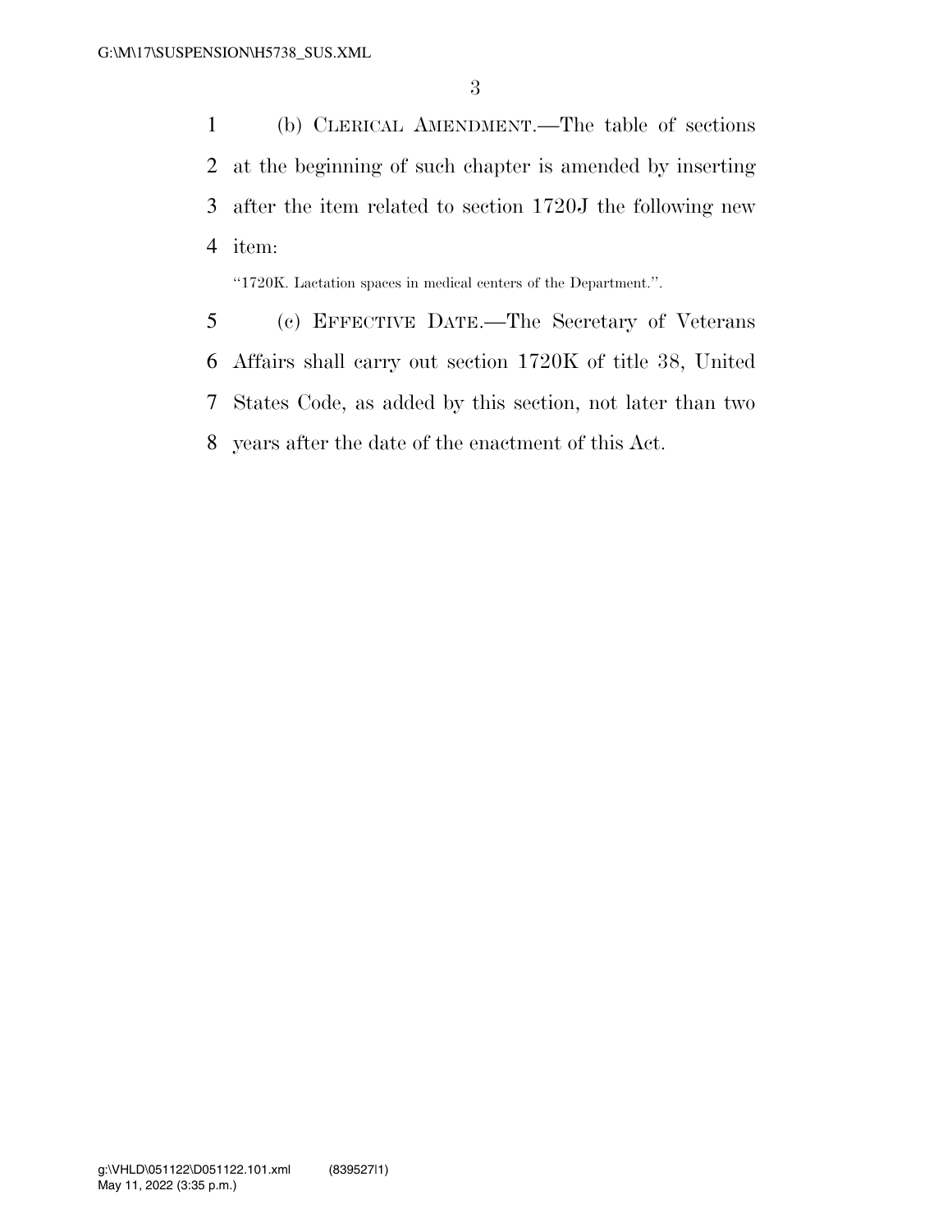(b) CLERICAL AMENDMENT.—The table of sections at the beginning of such chapter is amended by inserting after the item related to section 1720J the following new item:

"1720K. Lactation spaces in medical centers of the Department.".

(c) EFFECTIVE DATE.—The Secretary of Veterans Affairs shall carry out section 1720K of title 38, United States Code, as added by this section, not later than two years after the date of the enactment of this Act.